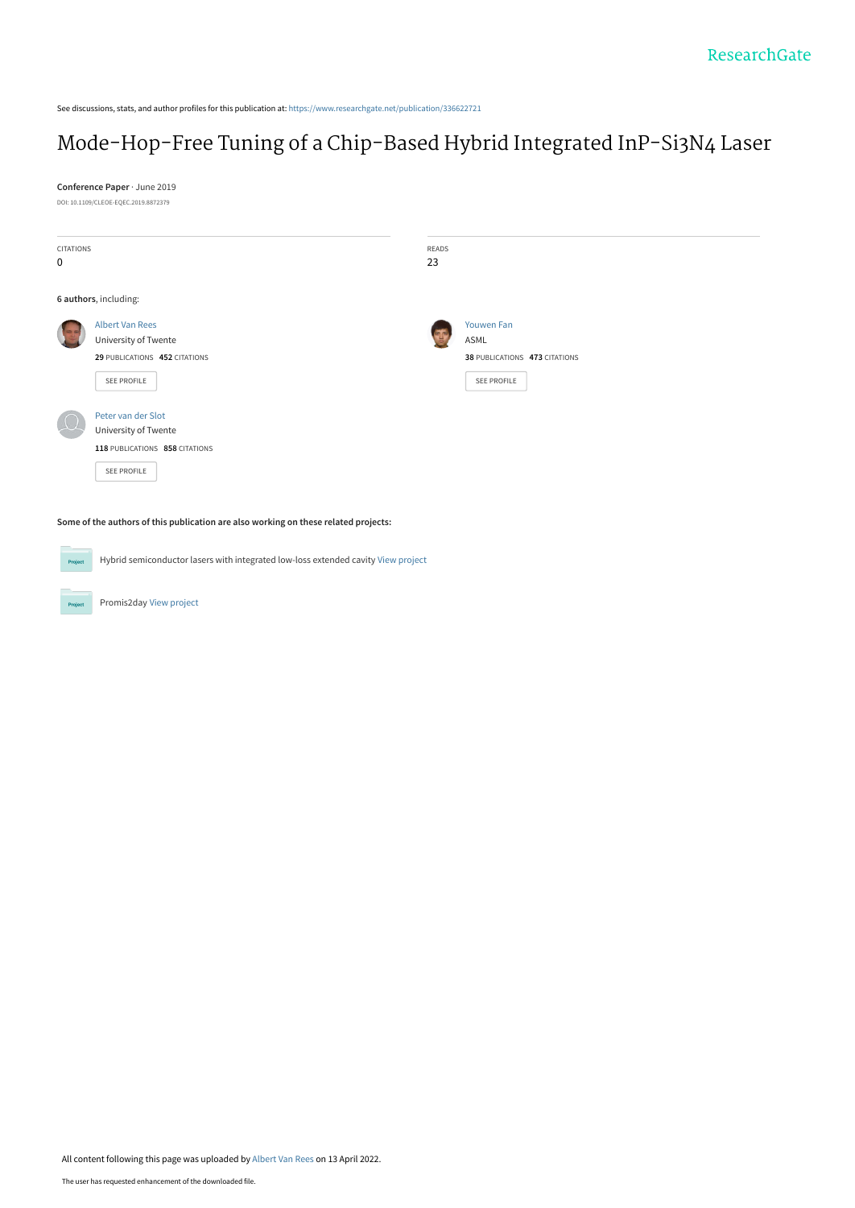See discussions, stats, and author profiles for this publication at: https://www.researchgate.net/publication/336622721

# Mode-Hop-Free Tuning of a Chip-Based Hybrid Integrated InP-Si3N4 Laser

**Conference Paper** · June 2019

DOI: 10.1109/CLEOE-EQEC.2019.8872379

| CITATIONS | READS |
|---|---|
| 0 | 23 |

**6 authors**, including:

Albert Van Rees
University of Twente
**29** PUBLICATIONS **452** CITATIONS
SEE PROFILE

Youwen Fan
ASML
**38** PUBLICATIONS **473** CITATIONS
SEE PROFILE

Peter van der Slot
University of Twente
**118** PUBLICATIONS **858** CITATIONS
SEE PROFILE

**Some of the authors of this publication are also working on these related projects:**

Hybrid semiconductor lasers with integrated low-loss extended cavity View project

Promis2day View project

All content following this page was uploaded by Albert Van Rees on 13 April 2022.

The user has requested enhancement of the downloaded file.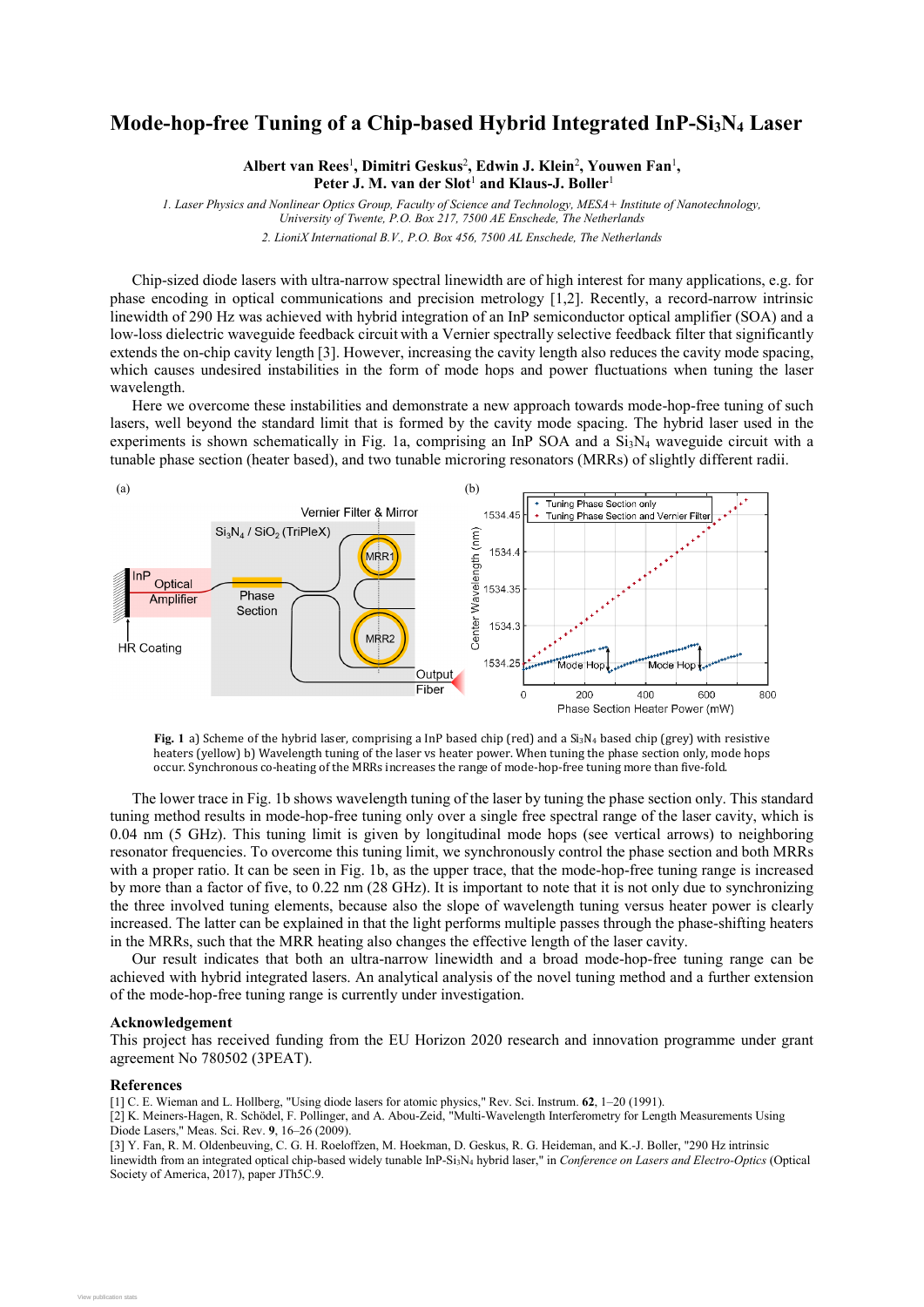# Mode-hop-free Tuning of a Chip-based Hybrid Integrated InP-$Si_3N_4$ Laser

**Albert van Rees[1], Dimitri Geskus[2], Edwin J. Klein[2], Youwen Fan[1], Peter J. M. van der Slot[1] and Klaus-J. Boller[1]**

*1. Laser Physics and Nonlinear Optics Group, Faculty of Science and Technology, MESA+ Institute of Nanotechnology, University of Twente, P.O. Box 217, 7500 AE Enschede, The Netherlands*

*2. LioniX International B.V., P.O. Box 456, 7500 AL Enschede, The Netherlands*

Chip-sized diode lasers with ultra-narrow spectral linewidth are of high interest for many applications, e.g. for phase encoding in optical communications and precision metrology [1,2]. Recently, a record-narrow intrinsic linewidth of 290 Hz was achieved with hybrid integration of an InP semiconductor optical amplifier (SOA) and a low-loss dielectric waveguide feedback circuit with a Vernier spectrally selective feedback filter that significantly extends the on-chip cavity length [3]. However, increasing the cavity length also reduces the cavity mode spacing, which causes undesired instabilities in the form of mode hops and power fluctuations when tuning the laser wavelength.

Here we overcome these instabilities and demonstrate a new approach towards mode-hop-free tuning of such lasers, well beyond the standard limit that is formed by the cavity mode spacing. The hybrid laser used in the experiments is shown schematically in Fig. 1a, comprising an InP SOA and a $Si_3N_4$ waveguide circuit with a tunable phase section (heater based), and two tunable microring resonators (MRRs) of slightly different radii.

(a)

Vernier Filter & Mirror
$Si_3N_4$ / $SiO_2$ (TriPleX)
InP Optical Amplifier
Phase Section
MRR1
MRR2
HR Coating
Output Fiber

(b)

Tuning Phase Section only
Tuning Phase Section and Vernier Filter
Center Wavelength (nm)
1534.45
1534.4
1534.35
1534.3
1534.25
Mode Hop
Mode Hop
0
200
400
600
800
Phase Section Heater Power (mW)

**Fig. 1** a) Scheme of the hybrid laser, comprising a InP based chip (red) and a $Si_3N_4$ based chip (grey) with resistive heaters (yellow) b) Wavelength tuning of the laser vs heater power. When tuning the phase section only, mode hops occur. Synchronous co-heating of the MRRs increases the range of mode-hop-free tuning more than five-fold.

The lower trace in Fig. 1b shows wavelength tuning of the laser by tuning the phase section only. This standard tuning method results in mode-hop-free tuning only over a single free spectral range of the laser cavity, which is 0.04 nm (5 GHz). This tuning limit is given by longitudinal mode hops (see vertical arrows) to neighboring resonator frequencies. To overcome this tuning limit, we synchronously control the phase section and both MRRs with a proper ratio. It can be seen in Fig. 1b, as the upper trace, that the mode-hop-free tuning range is increased by more than a factor of five, to 0.22 nm (28 GHz). It is important to note that it is not only due to synchronizing the three involved tuning elements, because also the slope of wavelength tuning versus heater power is clearly increased. The latter can be explained in that the light performs multiple passes through the phase-shifting heaters in the MRRs, such that the MRR heating also changes the effective length of the laser cavity.

Our result indicates that both an ultra-narrow linewidth and a broad mode-hop-free tuning range can be achieved with hybrid integrated lasers. An analytical analysis of the novel tuning method and a further extension of the mode-hop-free tuning range is currently under investigation.

## Acknowledgement

This project has received funding from the EU Horizon 2020 research and innovation programme under grant agreement No 780502 (3PEAT).

## References

[1] C. E. Wieman and L. Hollberg, "Using diode lasers for atomic physics," Rev. Sci. Instrum. **62**, 1–20 (1991).

[2] K. Meiners-Hagen, R. Schödel, F. Pollinger, and A. Abou-Zeid, "Multi-Wavelength Interferometry for Length Measurements Using Diode Lasers," Meas. Sci. Rev. **9**, 16–26 (2009).

[3] Y. Fan, R. M. Oldenbeuving, C. G. H. Roeloffzen, M. Hoekman, D. Geskus, R. G. Heideman, and K.-J. Boller, "290 Hz intrinsic linewidth from an integrated optical chip-based widely tunable InP-$Si_3N_4$ hybrid laser," in *Conference on Lasers and Electro-Optics* (Optical Society of America, 2017), paper JTh5C.9.